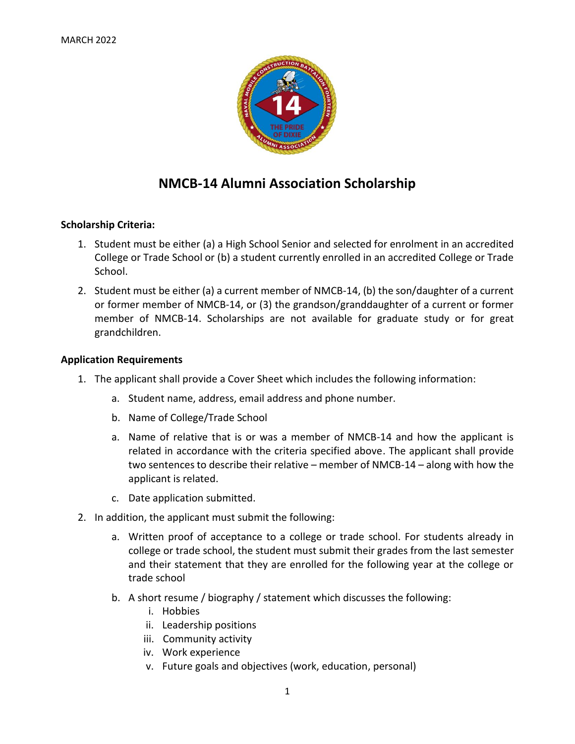MARCH 2022

# NMCB-14 Alumni Association Scholarship

**Scholarship Criteria:**

1. Student must be either (a) a High School Senior and selected for enrolment in an accredited College or Trade School or (b) a student currently enrolled in an accredited College or Trade School.
2. Student must be either (a) a current member of NMCB-14, (b) the son/daughter of a current or former member of NMCB-14, or (3) the grandson/granddaughter of a current or former member of NMCB-14. Scholarships are not available for graduate study or for great grandchildren.

**Application Requirements**

1. The applicant shall provide a Cover Sheet which includes the following information:
   a. Student name, address, email address and phone number.
   b. Name of College/Trade School
   a. Name of relative that is or was a member of NMCB-14 and how the applicant is related in accordance with the criteria specified above. The applicant shall provide two sentences to describe their relative – member of NMCB-14 – along with how the applicant is related.
   c. Date application submitted.
2. In addition, the applicant must submit the following:
   a. Written proof of acceptance to a college or trade school. For students already in college or trade school, the student must submit their grades from the last semester and their statement that they are enrolled for the following year at the college or trade school
   b. A short resume / biography / statement which discusses the following:
      i. Hobbies
      ii. Leadership positions
      iii. Community activity
      iv. Work experience
      v. Future goals and objectives (work, education, personal)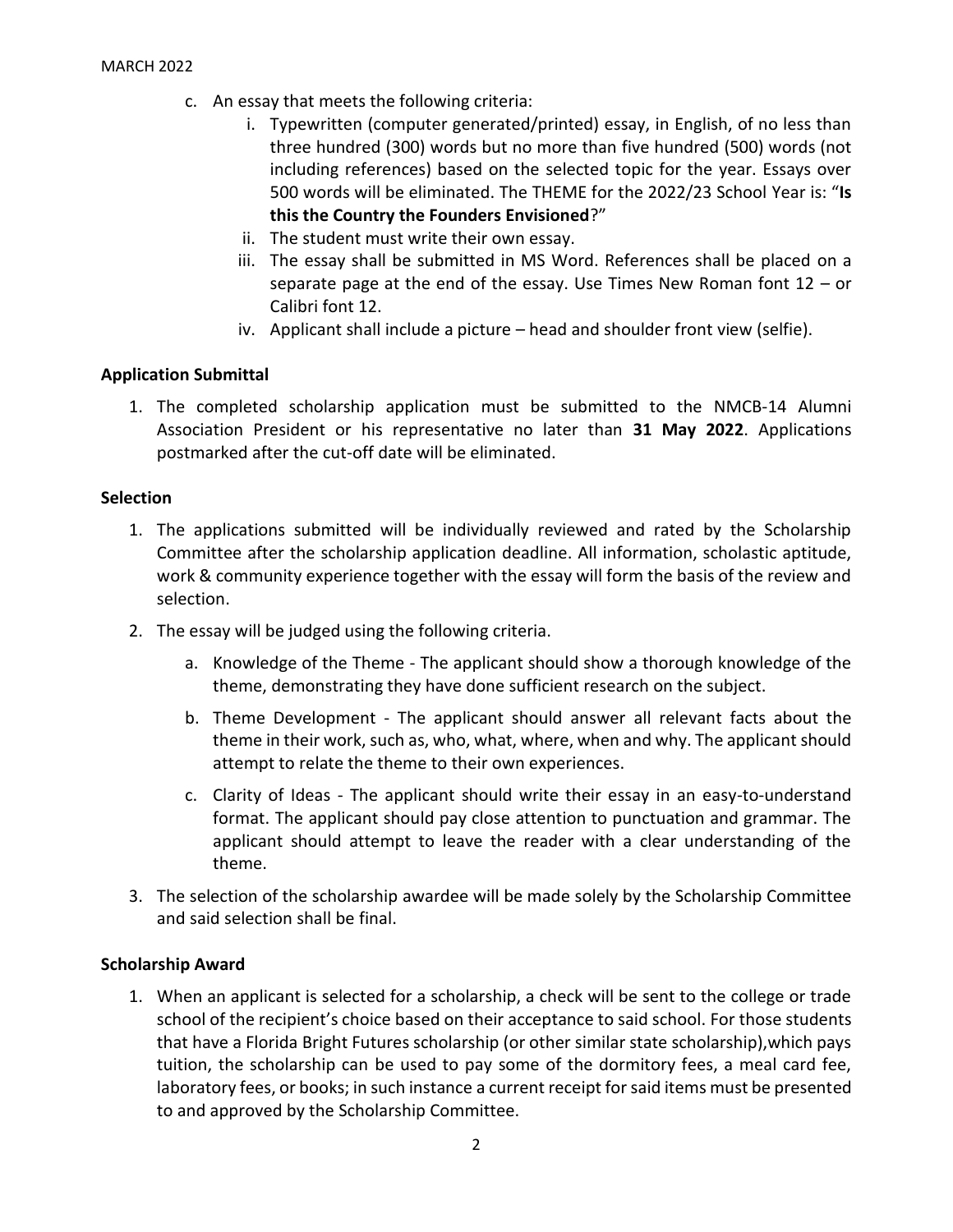c. An essay that meets the following criteria:
   i. Typewritten (computer generated/printed) essay, in English, of no less than three hundred (300) words but no more than five hundred (500) words (not including references) based on the selected topic for the year. Essays over 500 words will be eliminated. The THEME for the 2022/23 School Year is: "**Is this the Country the Founders Envisioned**?"
   ii. The student must write their own essay.
   iii. The essay shall be submitted in MS Word. References shall be placed on a separate page at the end of the essay. Use Times New Roman font 12 – or Calibri font 12.
   iv. Applicant shall include a picture – head and shoulder front view (selfie).

**Application Submittal**

1. The completed scholarship application must be submitted to the NMCB-14 Alumni Association President or his representative no later than **31 May 2022**. Applications postmarked after the cut-off date will be eliminated.

**Selection**

1. The applications submitted will be individually reviewed and rated by the Scholarship Committee after the scholarship application deadline. All information, scholastic aptitude, work & community experience together with the essay will form the basis of the review and selection.
2. The essay will be judged using the following criteria.
   a. Knowledge of the Theme - The applicant should show a thorough knowledge of the theme, demonstrating they have done sufficient research on the subject.
   b. Theme Development - The applicant should answer all relevant facts about the theme in their work, such as, who, what, where, when and why. The applicant should attempt to relate the theme to their own experiences.
   c. Clarity of Ideas - The applicant should write their essay in an easy-to-understand format. The applicant should pay close attention to punctuation and grammar. The applicant should attempt to leave the reader with a clear understanding of the theme.
3. The selection of the scholarship awardee will be made solely by the Scholarship Committee and said selection shall be final.

**Scholarship Award**

1. When an applicant is selected for a scholarship, a check will be sent to the college or trade school of the recipient's choice based on their acceptance to said school. For those students that have a Florida Bright Futures scholarship (or other similar state scholarship),which pays tuition, the scholarship can be used to pay some of the dormitory fees, a meal card fee, laboratory fees, or books; in such instance a current receipt for said items must be presented to and approved by the Scholarship Committee.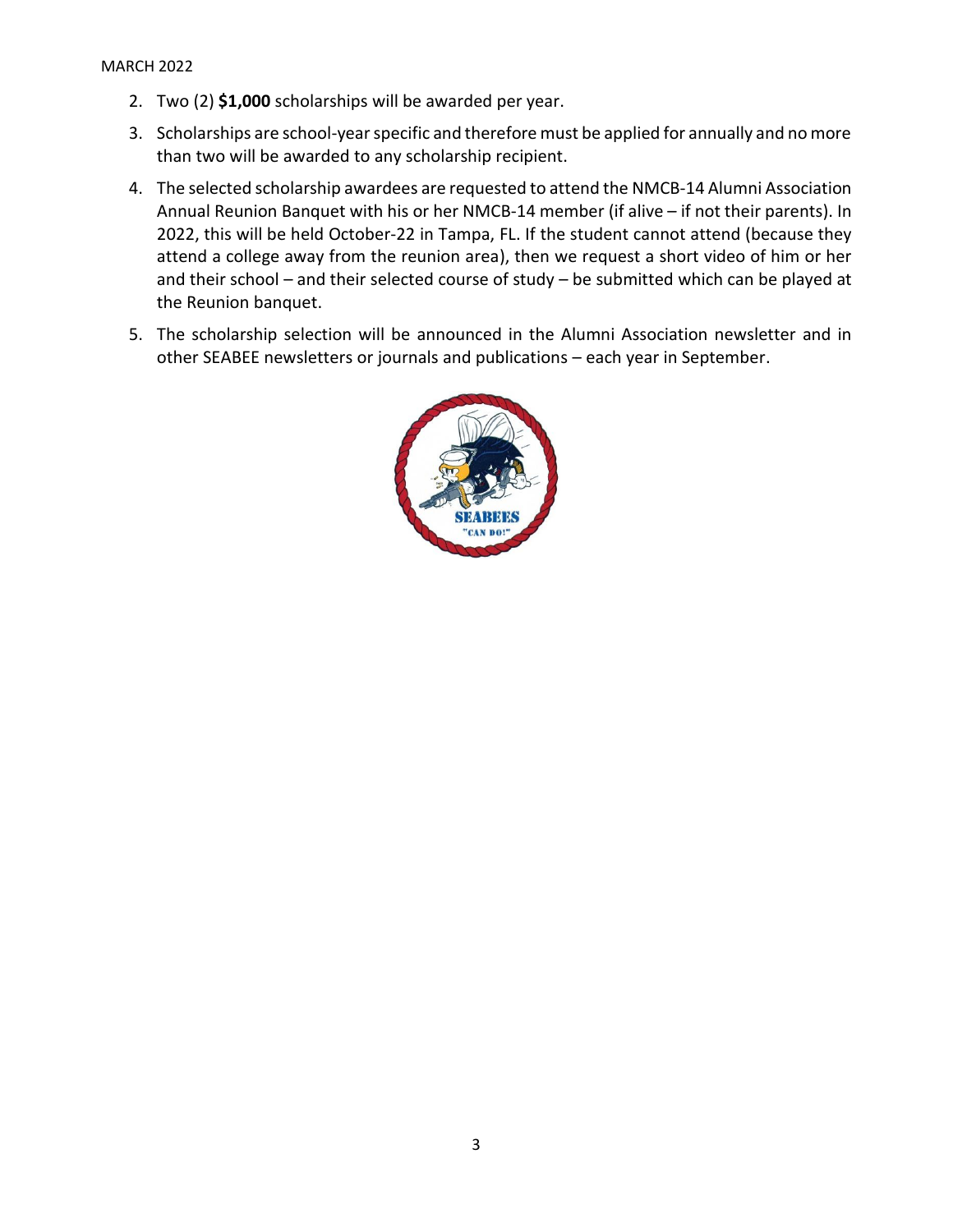2. Two (2) **$1,000** scholarships will be awarded per year.
3. Scholarships are school-year specific and therefore must be applied for annually and no more than two will be awarded to any scholarship recipient.
4. The selected scholarship awardees are requested to attend the NMCB-14 Alumni Association Annual Reunion Banquet with his or her NMCB-14 member (if alive – if not their parents). In 2022, this will be held October-22 in Tampa, FL. If the student cannot attend (because they attend a college away from the reunion area), then we request a short video of him or her and their school – and their selected course of study – be submitted which can be played at the Reunion banquet.
5. The scholarship selection will be announced in the Alumni Association newsletter and in other SEABEE newsletters or journals and publications – each year in September.